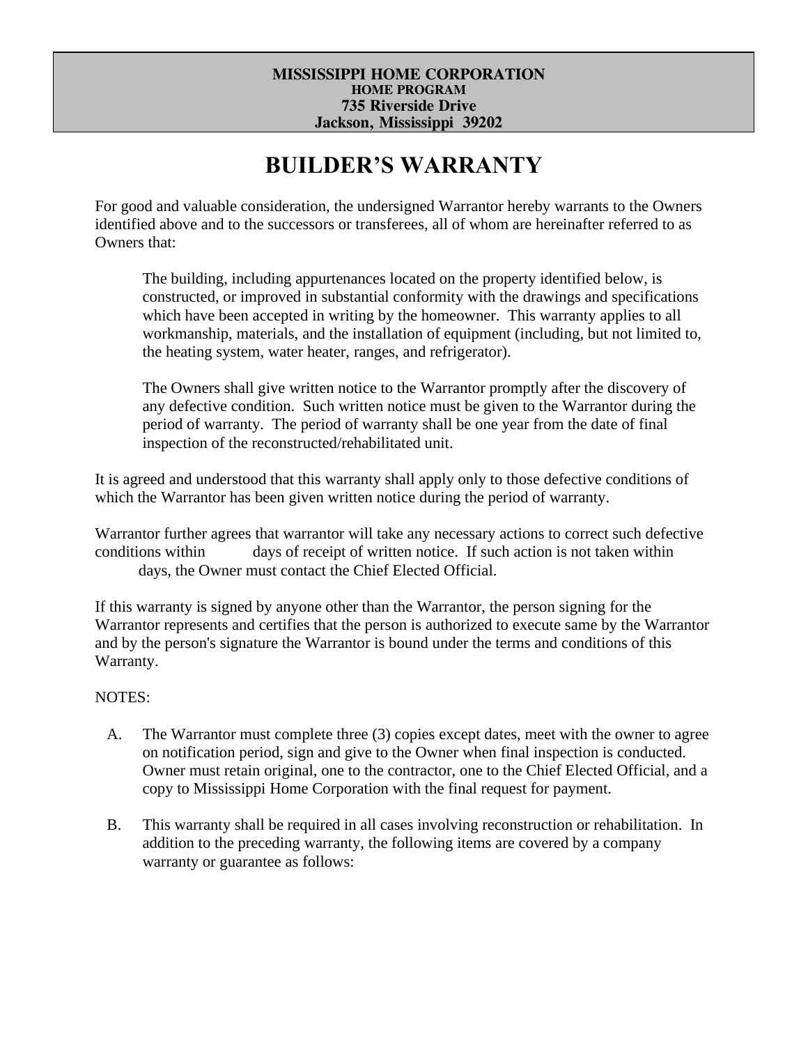**MISSISSIPPI HOME CORPORATION**
**HOME PROGRAM**
**735 Riverside Drive**
**Jackson, Mississippi 39202**

# BUILDER'S WARRANTY

For good and valuable consideration, the undersigned Warrantor hereby warrants to the Owners identified above and to the successors or transferees, all of whom are hereinafter referred to as Owners that:

> The building, including appurtenances located on the property identified below, is constructed, or improved in substantial conformity with the drawings and specifications which have been accepted in writing by the homeowner. This warranty applies to all workmanship, materials, and the installation of equipment (including, but not limited to, the heating system, water heater, ranges, and refrigerator).
>
> The Owners shall give written notice to the Warrantor promptly after the discovery of any defective condition. Such written notice must be given to the Warrantor during the period of warranty. The period of warranty shall be one year from the date of final inspection of the reconstructed/rehabilitated unit.

It is agreed and understood that this warranty shall apply only to those defective conditions of which the Warrantor has been given written notice during the period of warranty.

Warrantor further agrees that warrantor will take any necessary actions to correct such defective conditions within ______ days of receipt of written notice. If such action is not taken within ______ days, the Owner must contact the Chief Elected Official.

If this warranty is signed by anyone other than the Warrantor, the person signing for the Warrantor represents and certifies that the person is authorized to execute same by the Warrantor and by the person's signature the Warrantor is bound under the terms and conditions of this Warranty.

NOTES:

A. The Warrantor must complete three (3) copies except dates, meet with the owner to agree on notification period, sign and give to the Owner when final inspection is conducted. Owner must retain original, one to the contractor, one to the Chief Elected Official, and a copy to Mississippi Home Corporation with the final request for payment.

B. This warranty shall be required in all cases involving reconstruction or rehabilitation. In addition to the preceding warranty, the following items are covered by a company warranty or guarantee as follows: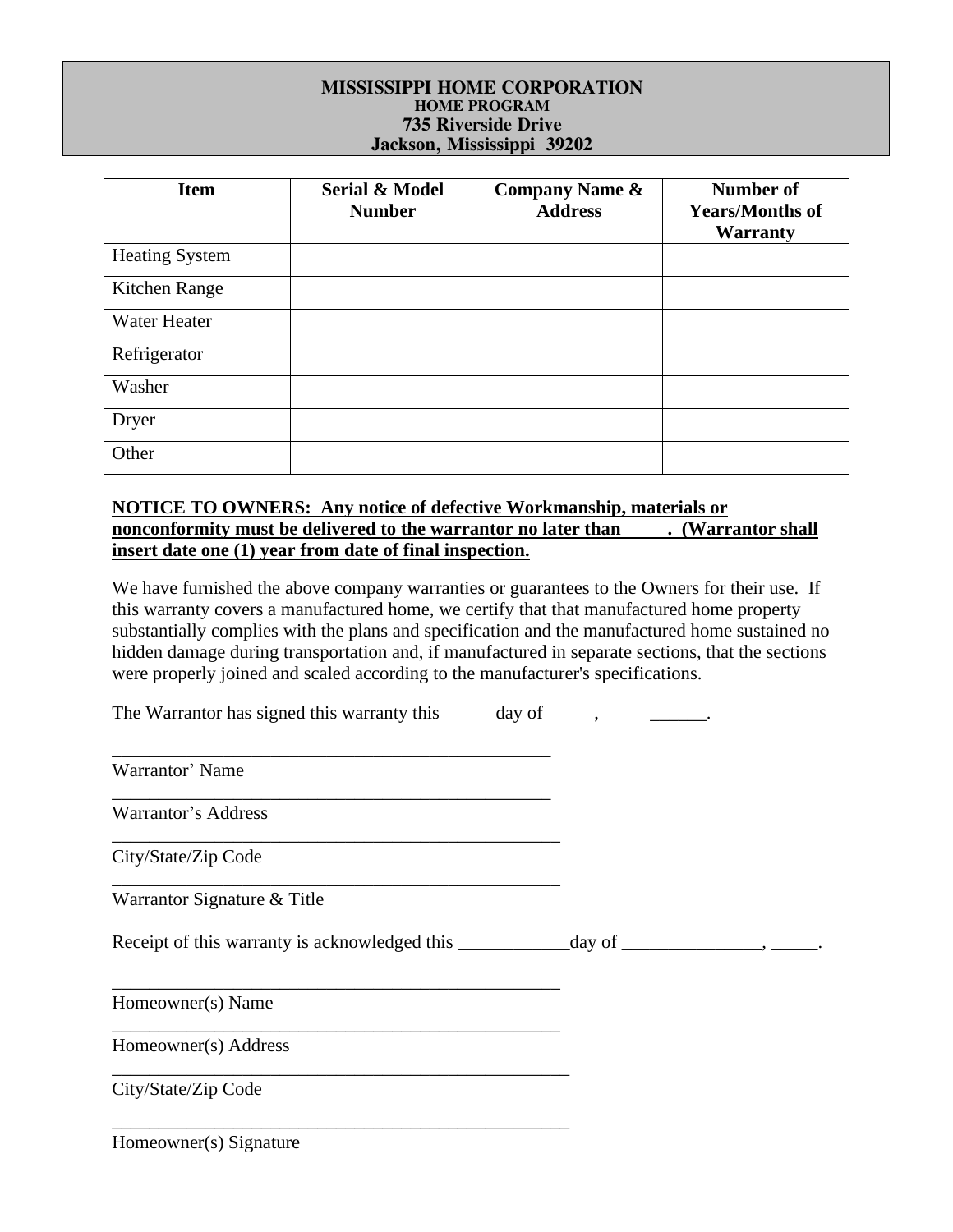**MISSISSIPPI HOME CORPORATION**
**HOME PROGRAM**
**735 Riverside Drive**
**Jackson, Mississippi 39202**

| Item | Serial & Model Number | Company Name & Address | Number of Years/Months of Warranty |
|---|---|---|---|
| Heating System | | | |
| Kitchen Range | | | |
| Water Heater | | | |
| Refrigerator | | | |
| Washer | | | |
| Dryer | | | |
| Other | | | |

**NOTICE TO OWNERS: Any notice of defective Workmanship, materials or nonconformity must be delivered to the warrantor no later than . (Warrantor shall insert date one (1) year from date of final inspection.**

We have furnished the above company warranties or guarantees to the Owners for their use. If this warranty covers a manufactured home, we certify that that manufactured home property substantially complies with the plans and specification and the manufactured home sustained no hidden damage during transportation and, if manufactured in separate sections, that the sections were properly joined and scaled according to the manufacturer's specifications.

The Warrantor has signed this warranty this day of , ______.

_________________________________________________
Warrantor' Name

_________________________________________________
Warrantor's Address

_________________________________________________
City/State/Zip Code

_________________________________________________
Warrantor Signature & Title

Receipt of this warranty is acknowledged this ____________day of _______________, _____.

_________________________________________________
Homeowner(s) Name

_________________________________________________
Homeowner(s) Address

_________________________________________________
City/State/Zip Code

_________________________________________________
Homeowner(s) Signature